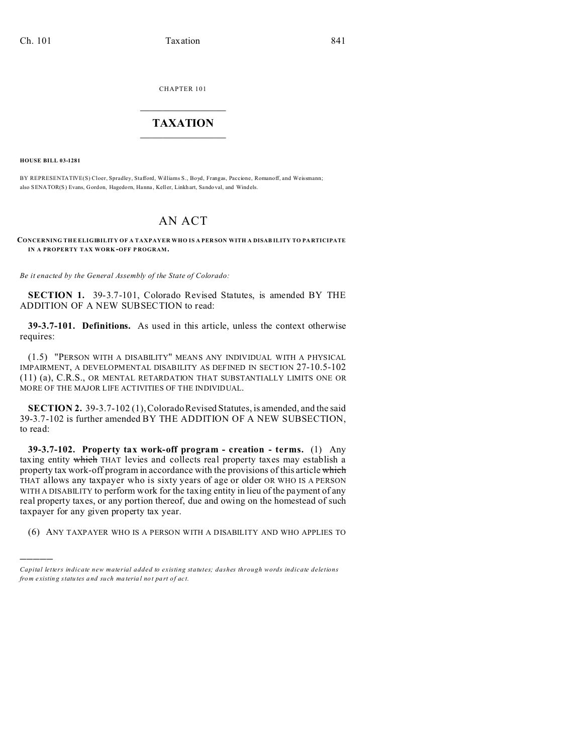CHAPTER 101

# TAXATION

**HOUSE BILL 03-1281**

BY REPRESENTATIVE(S) Cloer, Spradley, Stafford, Williams S., Boyd, Frangas, Paccione, Romanoff, and Weissmann; also SENATOR(S) Evans, Gordon, Hagedorn, Hanna, Keller, Linkhart, Sandoval, and Windels.

# AN ACT

**CONCERNING THE ELIGIBILITY OF A TAXPAYER WHO IS A PERSON WITH A DISABILITY TO PARTICIPATE IN A PROPERTY TAX WORK-OFF PROGRAM.**

*Be it enacted by the General Assembly of the State of Colorado:*

**SECTION 1.** 39-3.7-101, Colorado Revised Statutes, is amended BY THE ADDITION OF A NEW SUBSECTION to read:

**39-3.7-101. Definitions.** As used in this article, unless the context otherwise requires:

(1.5) "PERSON WITH A DISABILITY" MEANS ANY INDIVIDUAL WITH A PHYSICAL IMPAIRMENT, A DEVELOPMENTAL DISABILITY AS DEFINED IN SECTION 27-10.5-102 (11) (a), C.R.S., OR MENTAL RETARDATION THAT SUBSTANTIALLY LIMITS ONE OR MORE OF THE MAJOR LIFE ACTIVITIES OF THE INDIVIDUAL.

**SECTION 2.** 39-3.7-102 (1), Colorado Revised Statutes, is amended, and the said 39-3.7-102 is further amended BY THE ADDITION OF A NEW SUBSECTION, to read:

**39-3.7-102. Property tax work-off program - creation - terms.** (1) Any taxing entity ~~which~~ THAT levies and collects real property taxes may establish a property tax work-off program in accordance with the provisions of this article ~~which~~ THAT allows any taxpayer who is sixty years of age or older OR WHO IS A PERSON WITH A DISABILITY to perform work for the taxing entity in lieu of the payment of any real property taxes, or any portion thereof, due and owing on the homestead of such taxpayer for any given property tax year.

(6) ANY TAXPAYER WHO IS A PERSON WITH A DISABILITY AND WHO APPLIES TO

---

*Capital letters indicate new material added to existing statutes; dashes through words indicate deletions from existing statutes and such material not part of act.*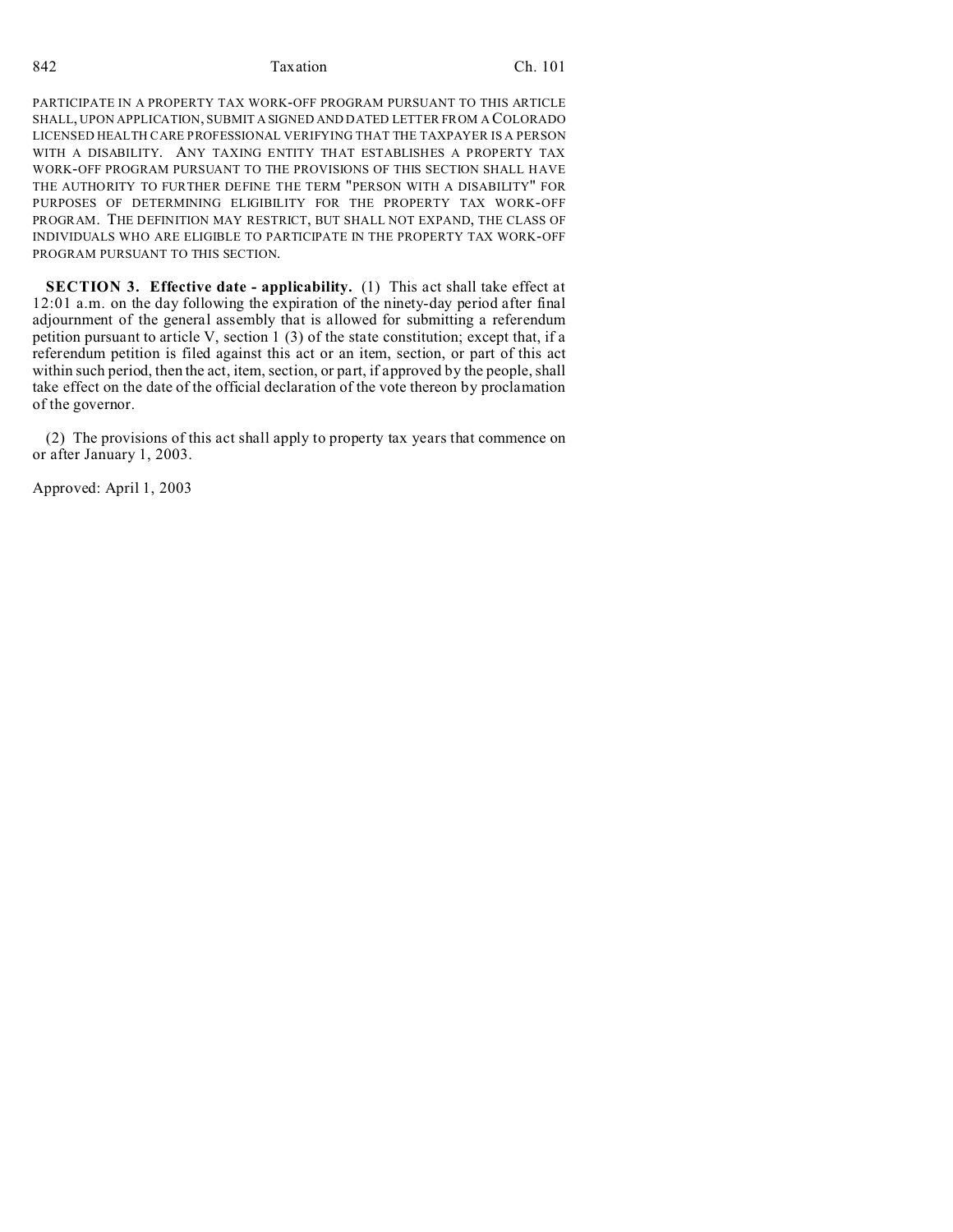PARTICIPATE IN A PROPERTY TAX WORK-OFF PROGRAM PURSUANT TO THIS ARTICLE SHALL, UPON APPLICATION, SUBMIT A SIGNED AND DATED LETTER FROM A COLORADO LICENSED HEALTH CARE PROFESSIONAL VERIFYING THAT THE TAXPAYER IS A PERSON WITH A DISABILITY. ANY TAXING ENTITY THAT ESTABLISHES A PROPERTY TAX WORK-OFF PROGRAM PURSUANT TO THE PROVISIONS OF THIS SECTION SHALL HAVE THE AUTHORITY TO FURTHER DEFINE THE TERM "PERSON WITH A DISABILITY" FOR PURPOSES OF DETERMINING ELIGIBILITY FOR THE PROPERTY TAX WORK-OFF PROGRAM. THE DEFINITION MAY RESTRICT, BUT SHALL NOT EXPAND, THE CLASS OF INDIVIDUALS WHO ARE ELIGIBLE TO PARTICIPATE IN THE PROPERTY TAX WORK-OFF PROGRAM PURSUANT TO THIS SECTION.

**SECTION 3. Effective date - applicability.** (1) This act shall take effect at 12:01 a.m. on the day following the expiration of the ninety-day period after final adjournment of the general assembly that is allowed for submitting a referendum petition pursuant to article V, section 1 (3) of the state constitution; except that, if a referendum petition is filed against this act or an item, section, or part of this act within such period, then the act, item, section, or part, if approved by the people, shall take effect on the date of the official declaration of the vote thereon by proclamation of the governor.

(2) The provisions of this act shall apply to property tax years that commence on or after January 1, 2003.

Approved: April 1, 2003